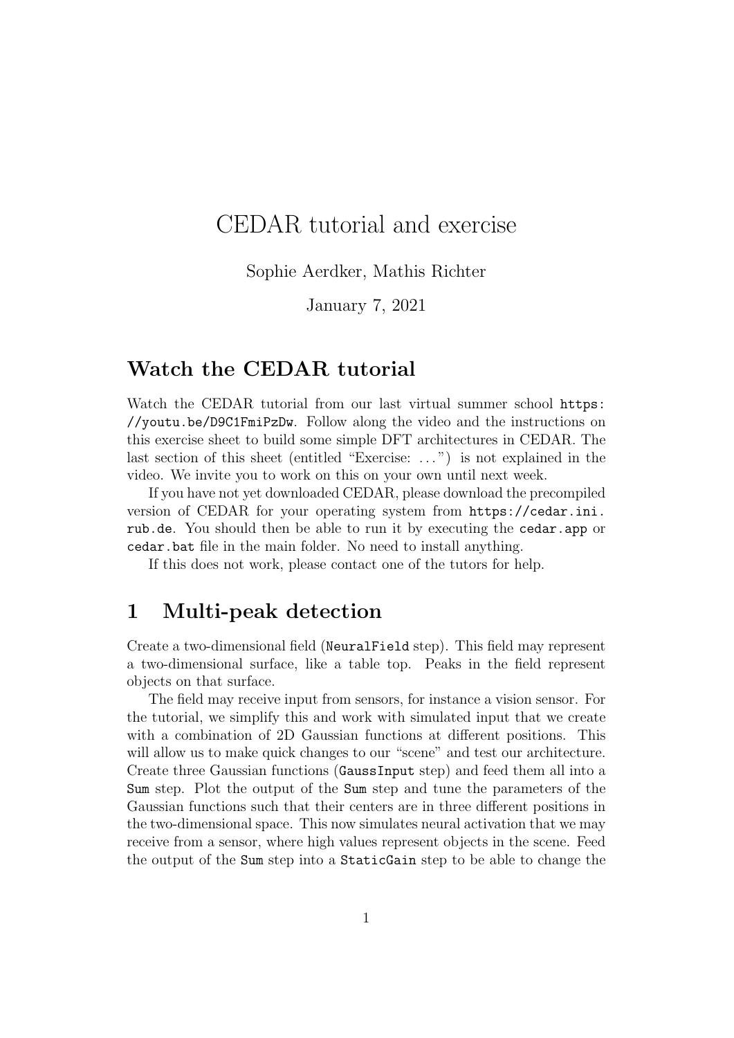# CEDAR tutorial and exercise

Sophie Aerdker, Mathis Richter

January 7, 2021

## Watch the CEDAR tutorial

Watch the CEDAR tutorial from our last virtual summer school `https://youtu.be/D9C1FmiPzDw`. Follow along the video and the instructions on this exercise sheet to build some simple DFT architectures in CEDAR. The last section of this sheet (entitled "Exercise: . . . ") is not explained in the video. We invite you to work on this on your own until next week.

If you have not yet downloaded CEDAR, please download the precompiled version of CEDAR for your operating system from `https://cedar.ini.rub.de`. You should then be able to run it by executing the `cedar.app` or `cedar.bat` file in the main folder. No need to install anything.

If this does not work, please contact one of the tutors for help.

## 1 Multi-peak detection

Create a two-dimensional field (`NeuralField` step). This field may represent a two-dimensional surface, like a table top. Peaks in the field represent objects on that surface.

The field may receive input from sensors, for instance a vision sensor. For the tutorial, we simplify this and work with simulated input that we create with a combination of 2D Gaussian functions at different positions. This will allow us to make quick changes to our "scene" and test our architecture. Create three Gaussian functions (`GaussInput` step) and feed them all into a `Sum` step. Plot the output of the `Sum` step and tune the parameters of the Gaussian functions such that their centers are in three different positions in the two-dimensional space. This now simulates neural activation that we may receive from a sensor, where high values represent objects in the scene. Feed the output of the `Sum` step into a `StaticGain` step to be able to change the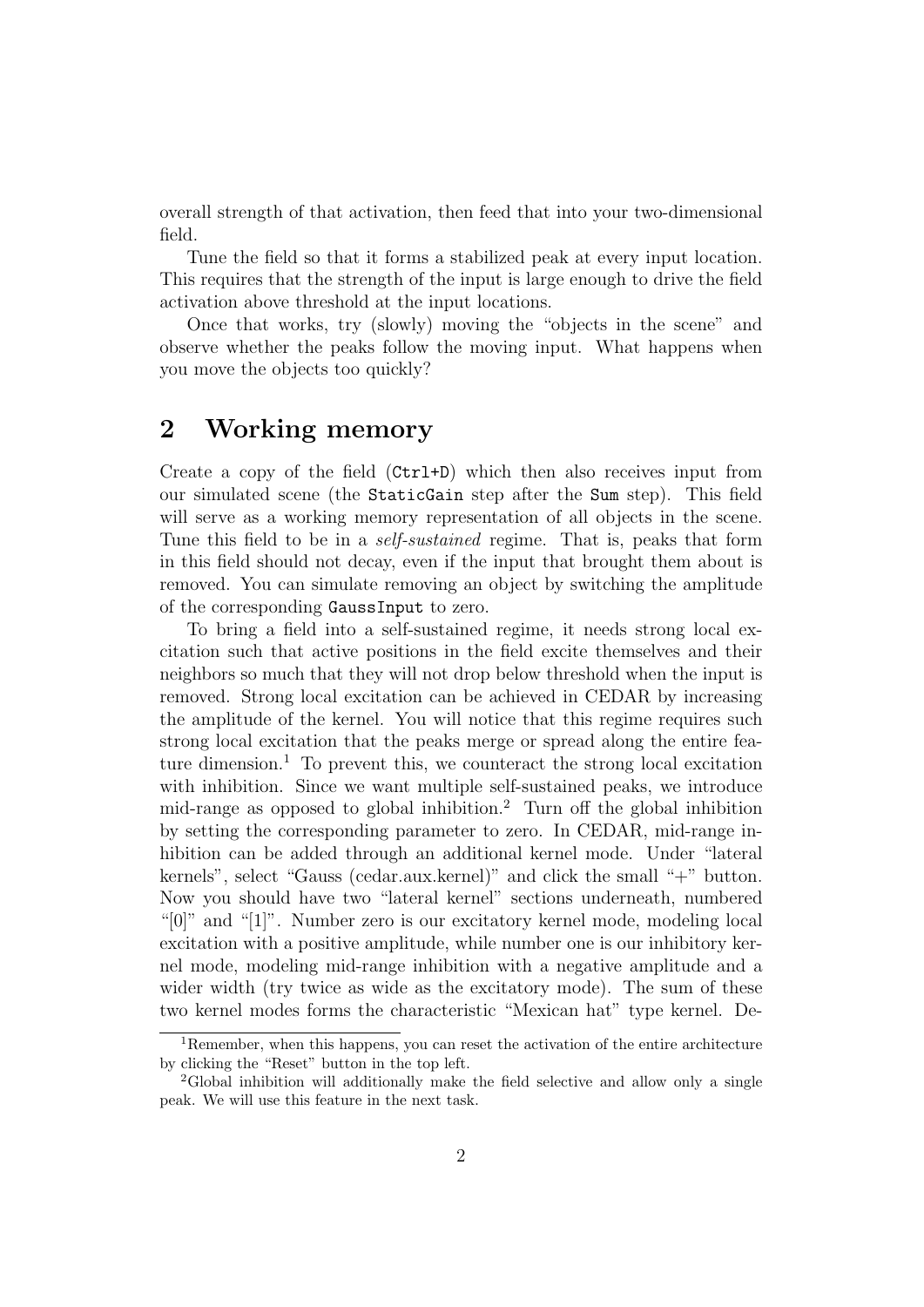overall strength of that activation, then feed that into your two-dimensional field.

Tune the field so that it forms a stabilized peak at every input location. This requires that the strength of the input is large enough to drive the field activation above threshold at the input locations.

Once that works, try (slowly) moving the "objects in the scene" and observe whether the peaks follow the moving input. What happens when you move the objects too quickly?

## 2 Working memory

Create a copy of the field (`Ctrl+D`) which then also receives input from our simulated scene (the `StaticGain` step after the `Sum` step). This field will serve as a working memory representation of all objects in the scene. Tune this field to be in a *self-sustained* regime. That is, peaks that form in this field should not decay, even if the input that brought them about is removed. You can simulate removing an object by switching the amplitude of the corresponding `GaussInput` to zero.

To bring a field into a self-sustained regime, it needs strong local excitation such that active positions in the field excite themselves and their neighbors so much that they will not drop below threshold when the input is removed. Strong local excitation can be achieved in CEDAR by increasing the amplitude of the kernel. You will notice that this regime requires such strong local excitation that the peaks merge or spread along the entire feature dimension.[1] To prevent this, we counteract the strong local excitation with inhibition. Since we want multiple self-sustained peaks, we introduce mid-range as opposed to global inhibition.[2] Turn off the global inhibition by setting the corresponding parameter to zero. In CEDAR, mid-range inhibition can be added through an additional kernel mode. Under "lateral kernels", select "Gauss (cedar.aux.kernel)" and click the small "+" button. Now you should have two "lateral kernel" sections underneath, numbered "[0]" and "[1]". Number zero is our excitatory kernel mode, modeling local excitation with a positive amplitude, while number one is our inhibitory kernel mode, modeling mid-range inhibition with a negative amplitude and a wider width (try twice as wide as the excitatory mode). The sum of these two kernel modes forms the characteristic "Mexican hat" type kernel. De-

[1] Remember, when this happens, you can reset the activation of the entire architecture by clicking the "Reset" button in the top left.

[2] Global inhibition will additionally make the field selective and allow only a single peak. We will use this feature in the next task.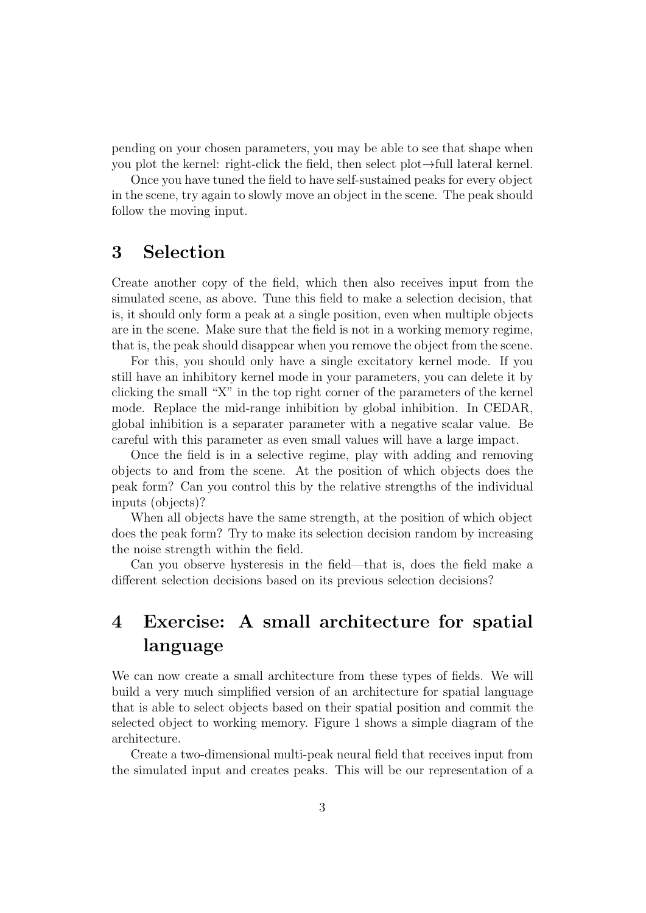pending on your chosen parameters, you may be able to see that shape when you plot the kernel: right-click the field, then select plot→full lateral kernel.

Once you have tuned the field to have self-sustained peaks for every object in the scene, try again to slowly move an object in the scene. The peak should follow the moving input.

## 3 Selection

Create another copy of the field, which then also receives input from the simulated scene, as above. Tune this field to make a selection decision, that is, it should only form a peak at a single position, even when multiple objects are in the scene. Make sure that the field is not in a working memory regime, that is, the peak should disappear when you remove the object from the scene.

For this, you should only have a single excitatory kernel mode. If you still have an inhibitory kernel mode in your parameters, you can delete it by clicking the small "X" in the top right corner of the parameters of the kernel mode. Replace the mid-range inhibition by global inhibition. In CEDAR, global inhibition is a separater parameter with a negative scalar value. Be careful with this parameter as even small values will have a large impact.

Once the field is in a selective regime, play with adding and removing objects to and from the scene. At the position of which objects does the peak form? Can you control this by the relative strengths of the individual inputs (objects)?

When all objects have the same strength, at the position of which object does the peak form? Try to make its selection decision random by increasing the noise strength within the field.

Can you observe hysteresis in the field—that is, does the field make a different selection decisions based on its previous selection decisions?

## 4 Exercise: A small architecture for spatial language

We can now create a small architecture from these types of fields. We will build a very much simplified version of an architecture for spatial language that is able to select objects based on their spatial position and commit the selected object to working memory. Figure 1 shows a simple diagram of the architecture.

Create a two-dimensional multi-peak neural field that receives input from the simulated input and creates peaks. This will be our representation of a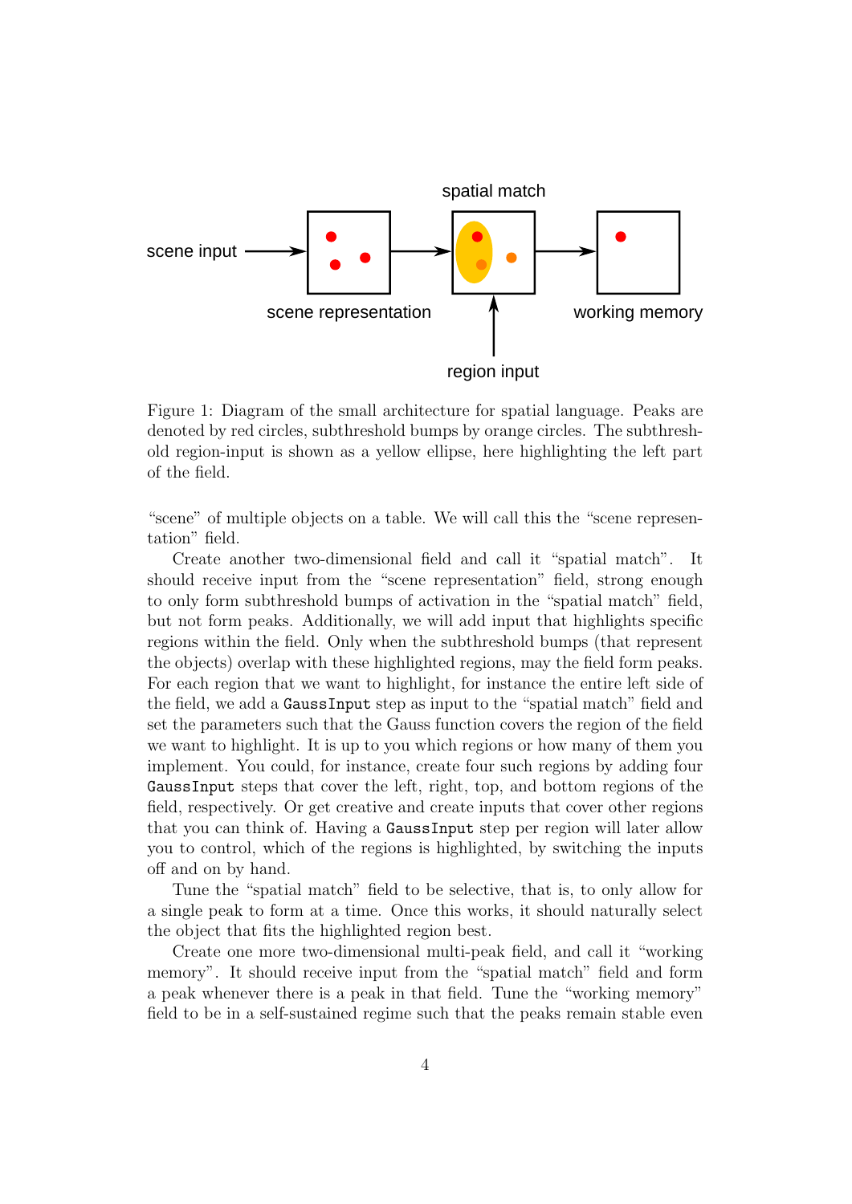Figure 1: Diagram of the small architecture for spatial language. Peaks are denoted by red circles, subthreshold bumps by orange circles. The subthreshold region-input is shown as a yellow ellipse, here highlighting the left part of the field.

"scene" of multiple objects on a table. We will call this the "scene representation" field.

Create another two-dimensional field and call it "spatial match". It should receive input from the "scene representation" field, strong enough to only form subthreshold bumps of activation in the "spatial match" field, but not form peaks. Additionally, we will add input that highlights specific regions within the field. Only when the subthreshold bumps (that represent the objects) overlap with these highlighted regions, may the field form peaks. For each region that we want to highlight, for instance the entire left side of the field, we add a `GaussInput` step as input to the "spatial match" field and set the parameters such that the Gauss function covers the region of the field we want to highlight. It is up to you which regions or how many of them you implement. You could, for instance, create four such regions by adding four `GaussInput` steps that cover the left, right, top, and bottom regions of the field, respectively. Or get creative and create inputs that cover other regions that you can think of. Having a `GaussInput` step per region will later allow you to control, which of the regions is highlighted, by switching the inputs off and on by hand.

Tune the "spatial match" field to be selective, that is, to only allow for a single peak to form at a time. Once this works, it should naturally select the object that fits the highlighted region best.

Create one more two-dimensional multi-peak field, and call it "working memory". It should receive input from the "spatial match" field and form a peak whenever there is a peak in that field. Tune the "working memory" field to be in a self-sustained regime such that the peaks remain stable even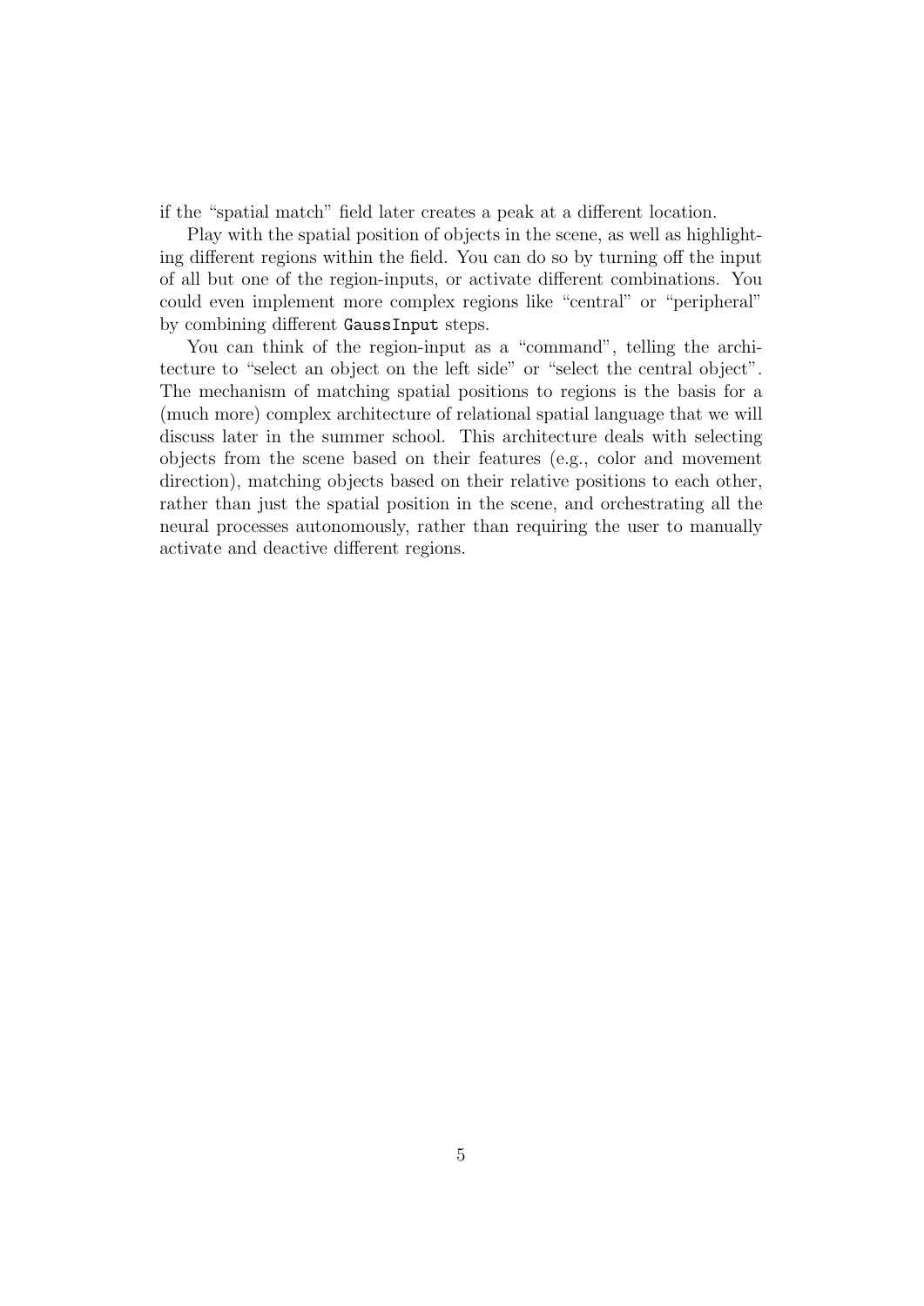if the "spatial match" field later creates a peak at a different location.

Play with the spatial position of objects in the scene, as well as highlighting different regions within the field. You can do so by turning off the input of all but one of the region-inputs, or activate different combinations. You could even implement more complex regions like "central" or "peripheral" by combining different `GaussInput` steps.

You can think of the region-input as a "command", telling the architecture to "select an object on the left side" or "select the central object". The mechanism of matching spatial positions to regions is the basis for a (much more) complex architecture of relational spatial language that we will discuss later in the summer school. This architecture deals with selecting objects from the scene based on their features (e.g., color and movement direction), matching objects based on their relative positions to each other, rather than just the spatial position in the scene, and orchestrating all the neural processes autonomously, rather than requiring the user to manually activate and deactive different regions.